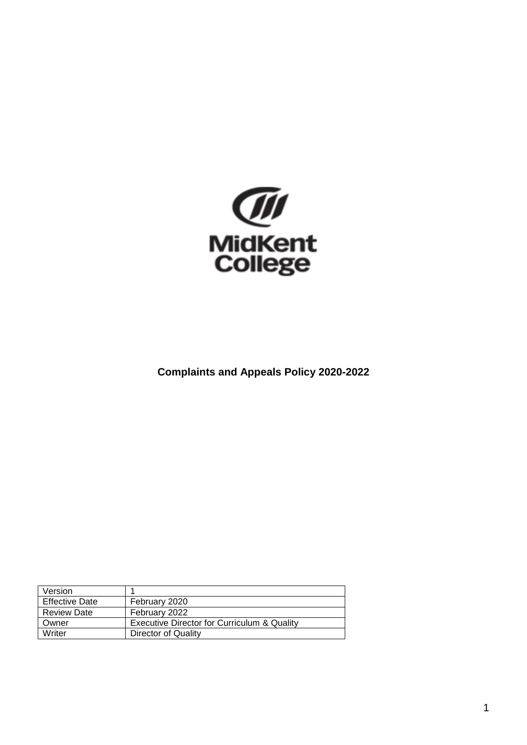MidKent College

**Complaints and Appeals Policy 2020-2022**

| Version | 1 |
|---|---|
| Effective Date | February 2020 |
| Review Date | February 2022 |
| Owner | Executive Director for Curriculum & Quality |
| Writer | Director of Quality |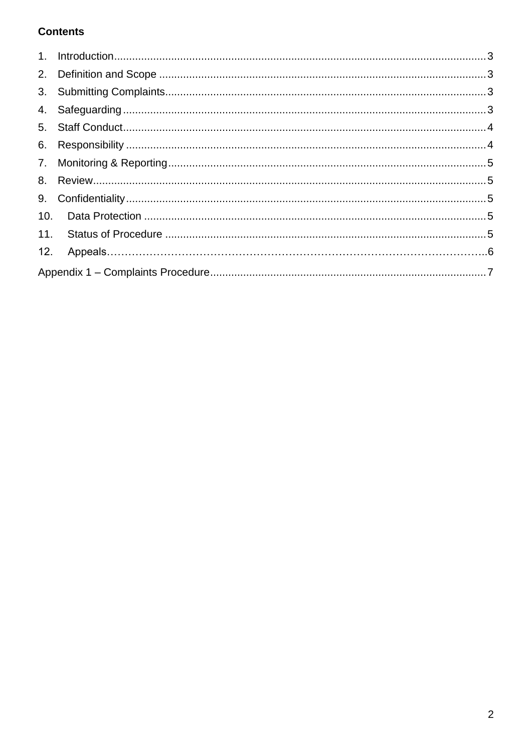**Contents**

1. Introduction .......... 3
2. Definition and Scope .......... 3
3. Submitting Complaints .......... 3
4. Safeguarding .......... 3
5. Staff Conduct .......... 4
6. Responsibility .......... 4
7. Monitoring & Reporting .......... 5
8. Review .......... 5
9. Confidentiality .......... 5
10. Data Protection .......... 5
11. Status of Procedure .......... 5
12. Appeals .......... 6

Appendix 1 – Complaints Procedure .......... 7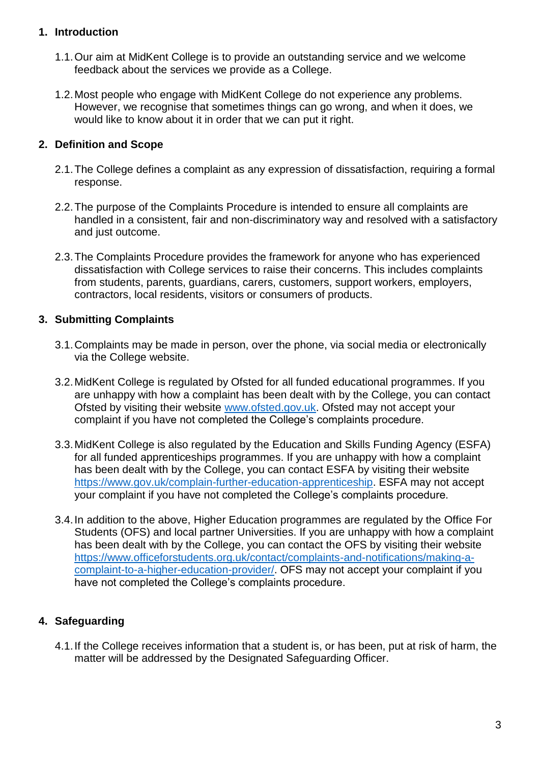## 1. Introduction

1.1. Our aim at MidKent College is to provide an outstanding service and we welcome feedback about the services we provide as a College.

1.2. Most people who engage with MidKent College do not experience any problems. However, we recognise that sometimes things can go wrong, and when it does, we would like to know about it in order that we can put it right.

## 2. Definition and Scope

2.1. The College defines a complaint as any expression of dissatisfaction, requiring a formal response.

2.2. The purpose of the Complaints Procedure is intended to ensure all complaints are handled in a consistent, fair and non-discriminatory way and resolved with a satisfactory and just outcome.

2.3. The Complaints Procedure provides the framework for anyone who has experienced dissatisfaction with College services to raise their concerns. This includes complaints from students, parents, guardians, carers, customers, support workers, employers, contractors, local residents, visitors or consumers of products.

## 3. Submitting Complaints

3.1. Complaints may be made in person, over the phone, via social media or electronically via the College website.

3.2. MidKent College is regulated by Ofsted for all funded educational programmes. If you are unhappy with how a complaint has been dealt with by the College, you can contact Ofsted by visiting their website [www.ofsted.gov.uk](www.ofsted.gov.uk). Ofsted may not accept your complaint if you have not completed the College's complaints procedure.

3.3. MidKent College is also regulated by the Education and Skills Funding Agency (ESFA) for all funded apprenticeships programmes. If you are unhappy with how a complaint has been dealt with by the College, you can contact ESFA by visiting their website [https://www.gov.uk/complain-further-education-apprenticeship](https://www.gov.uk/complain-further-education-apprenticeship). ESFA may not accept your complaint if you have not completed the College's complaints procedure.

3.4. In addition to the above, Higher Education programmes are regulated by the Office For Students (OFS) and local partner Universities. If you are unhappy with how a complaint has been dealt with by the College, you can contact the OFS by visiting their website [https://www.officeforstudents.org.uk/contact/complaints-and-notifications/making-a-complaint-to-a-higher-education-provider/](https://www.officeforstudents.org.uk/contact/complaints-and-notifications/making-a-complaint-to-a-higher-education-provider/). OFS may not accept your complaint if you have not completed the College's complaints procedure.

## 4. Safeguarding

4.1. If the College receives information that a student is, or has been, put at risk of harm, the matter will be addressed by the Designated Safeguarding Officer.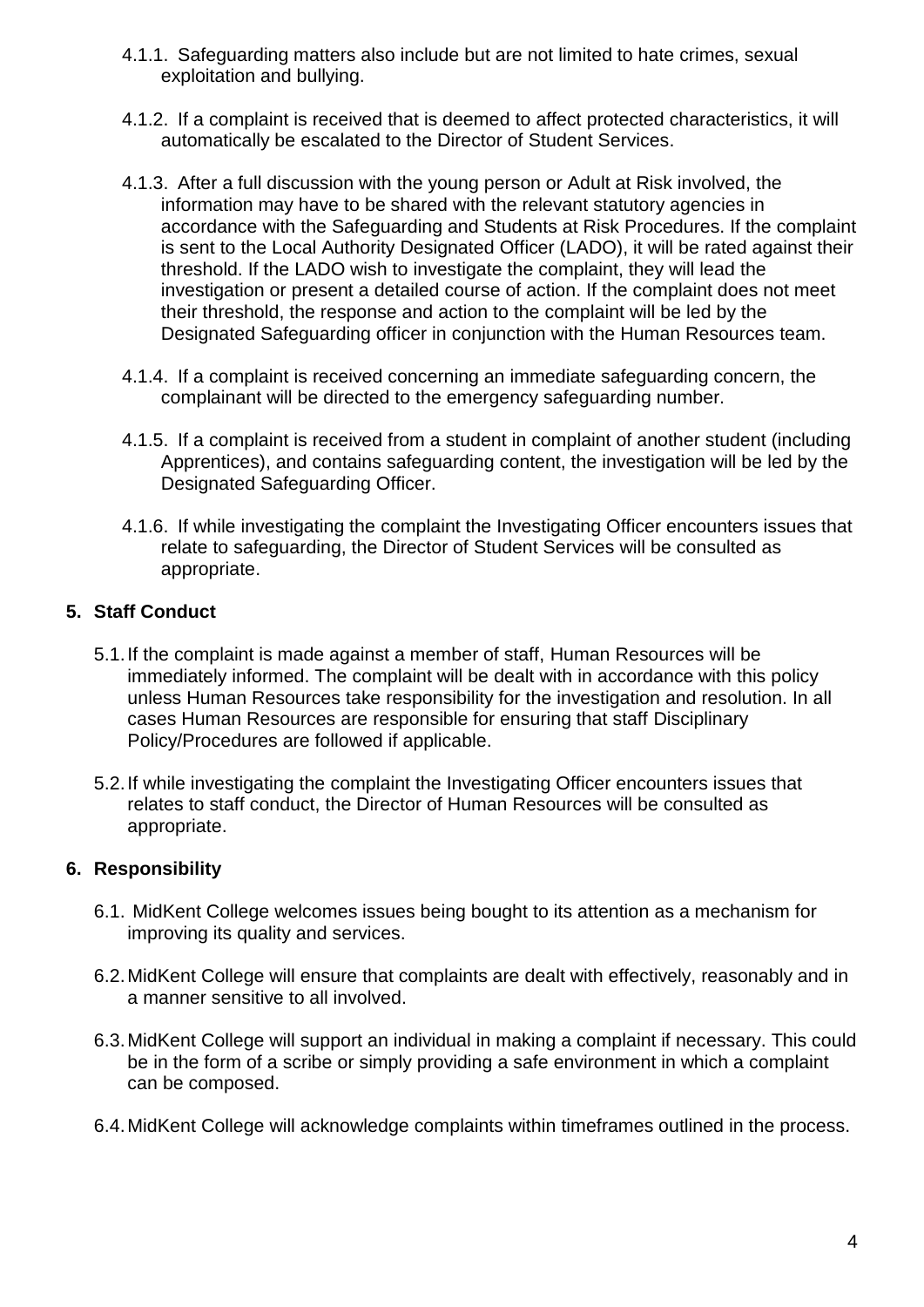4.1.1. Safeguarding matters also include but are not limited to hate crimes, sexual exploitation and bullying.

4.1.2. If a complaint is received that is deemed to affect protected characteristics, it will automatically be escalated to the Director of Student Services.

4.1.3. After a full discussion with the young person or Adult at Risk involved, the information may have to be shared with the relevant statutory agencies in accordance with the Safeguarding and Students at Risk Procedures. If the complaint is sent to the Local Authority Designated Officer (LADO), it will be rated against their threshold. If the LADO wish to investigate the complaint, they will lead the investigation or present a detailed course of action. If the complaint does not meet their threshold, the response and action to the complaint will be led by the Designated Safeguarding officer in conjunction with the Human Resources team.

4.1.4. If a complaint is received concerning an immediate safeguarding concern, the complainant will be directed to the emergency safeguarding number.

4.1.5. If a complaint is received from a student in complaint of another student (including Apprentices), and contains safeguarding content, the investigation will be led by the Designated Safeguarding Officer.

4.1.6. If while investigating the complaint the Investigating Officer encounters issues that relate to safeguarding, the Director of Student Services will be consulted as appropriate.

## 5. Staff Conduct

5.1. If the complaint is made against a member of staff, Human Resources will be immediately informed. The complaint will be dealt with in accordance with this policy unless Human Resources take responsibility for the investigation and resolution. In all cases Human Resources are responsible for ensuring that staff Disciplinary Policy/Procedures are followed if applicable.

5.2. If while investigating the complaint the Investigating Officer encounters issues that relates to staff conduct, the Director of Human Resources will be consulted as appropriate.

## 6. Responsibility

6.1. MidKent College welcomes issues being bought to its attention as a mechanism for improving its quality and services.

6.2. MidKent College will ensure that complaints are dealt with effectively, reasonably and in a manner sensitive to all involved.

6.3. MidKent College will support an individual in making a complaint if necessary. This could be in the form of a scribe or simply providing a safe environment in which a complaint can be composed.

6.4. MidKent College will acknowledge complaints within timeframes outlined in the process.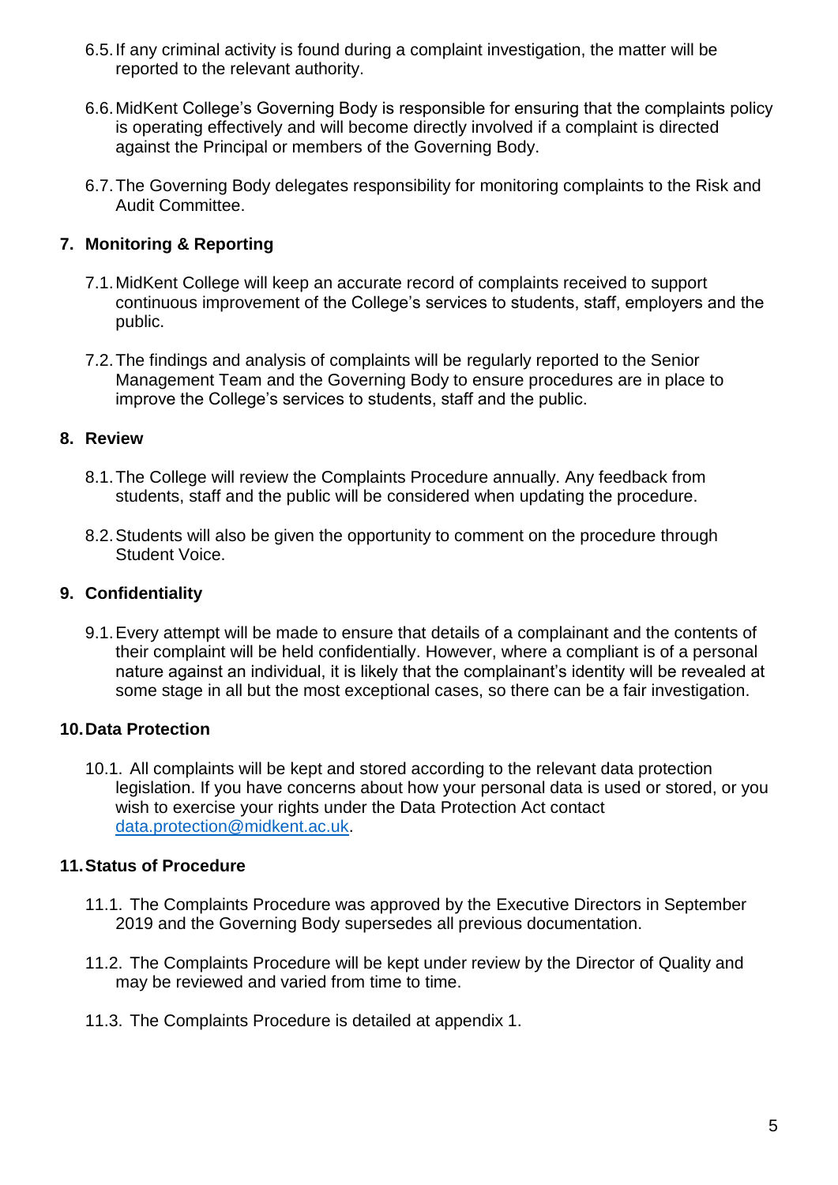6.5. If any criminal activity is found during a complaint investigation, the matter will be reported to the relevant authority.

6.6. MidKent College's Governing Body is responsible for ensuring that the complaints policy is operating effectively and will become directly involved if a complaint is directed against the Principal or members of the Governing Body.

6.7. The Governing Body delegates responsibility for monitoring complaints to the Risk and Audit Committee.

## 7. Monitoring & Reporting

7.1. MidKent College will keep an accurate record of complaints received to support continuous improvement of the College's services to students, staff, employers and the public.

7.2. The findings and analysis of complaints will be regularly reported to the Senior Management Team and the Governing Body to ensure procedures are in place to improve the College's services to students, staff and the public.

## 8. Review

8.1. The College will review the Complaints Procedure annually. Any feedback from students, staff and the public will be considered when updating the procedure.

8.2. Students will also be given the opportunity to comment on the procedure through Student Voice.

## 9. Confidentiality

9.1. Every attempt will be made to ensure that details of a complainant and the contents of their complaint will be held confidentially. However, where a compliant is of a personal nature against an individual, it is likely that the complainant's identity will be revealed at some stage in all but the most exceptional cases, so there can be a fair investigation.

## 10. Data Protection

10.1. All complaints will be kept and stored according to the relevant data protection legislation. If you have concerns about how your personal data is used or stored, or you wish to exercise your rights under the Data Protection Act contact [data.protection@midkent.ac.uk](mailto:data.protection@midkent.ac.uk).

## 11. Status of Procedure

11.1. The Complaints Procedure was approved by the Executive Directors in September 2019 and the Governing Body supersedes all previous documentation.

11.2. The Complaints Procedure will be kept under review by the Director of Quality and may be reviewed and varied from time to time.

11.3. The Complaints Procedure is detailed at appendix 1.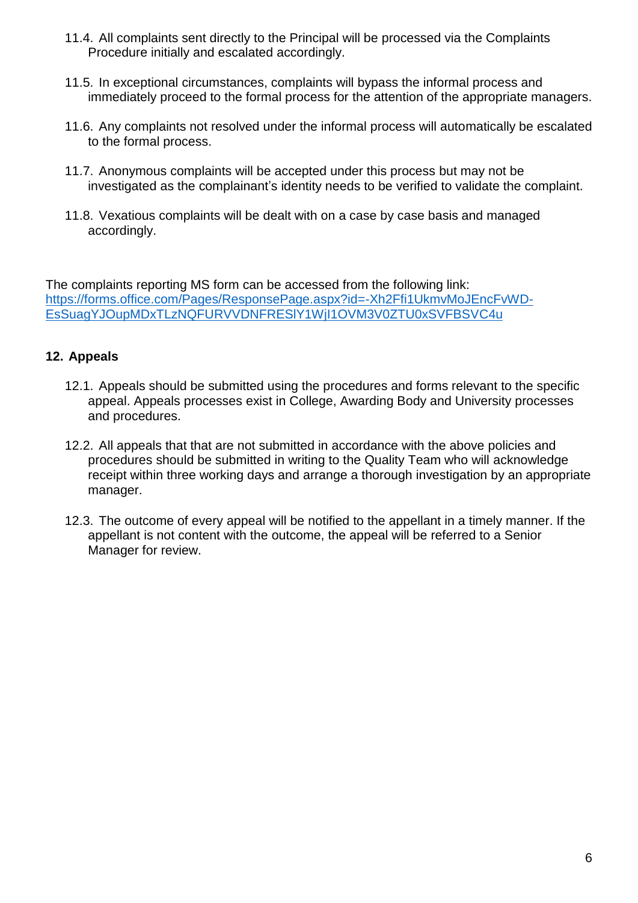11.4. All complaints sent directly to the Principal will be processed via the Complaints Procedure initially and escalated accordingly.

11.5. In exceptional circumstances, complaints will bypass the informal process and immediately proceed to the formal process for the attention of the appropriate managers.

11.6. Any complaints not resolved under the informal process will automatically be escalated to the formal process.

11.7. Anonymous complaints will be accepted under this process but may not be investigated as the complainant's identity needs to be verified to validate the complaint.

11.8. Vexatious complaints will be dealt with on a case by case basis and managed accordingly.

The complaints reporting MS form can be accessed from the following link: [https://forms.office.com/Pages/ResponsePage.aspx?id=-Xh2Ffi1UkmvMoJEncFvWD-EsSuagYJOupMDxTLzNQFURVVDNFRESlY1WjI1OVM3V0ZTU0xSVFBSVC4u](https://forms.office.com/Pages/ResponsePage.aspx?id=-Xh2Ffi1UkmvMoJEncFvWD-EsSuagYJOupMDxTLzNQFURVVDNFRESlY1WjI1OVM3V0ZTU0xSVFBSVC4u)

## 12. Appeals

12.1. Appeals should be submitted using the procedures and forms relevant to the specific appeal. Appeals processes exist in College, Awarding Body and University processes and procedures.

12.2. All appeals that that are not submitted in accordance with the above policies and procedures should be submitted in writing to the Quality Team who will acknowledge receipt within three working days and arrange a thorough investigation by an appropriate manager.

12.3. The outcome of every appeal will be notified to the appellant in a timely manner. If the appellant is not content with the outcome, the appeal will be referred to a Senior Manager for review.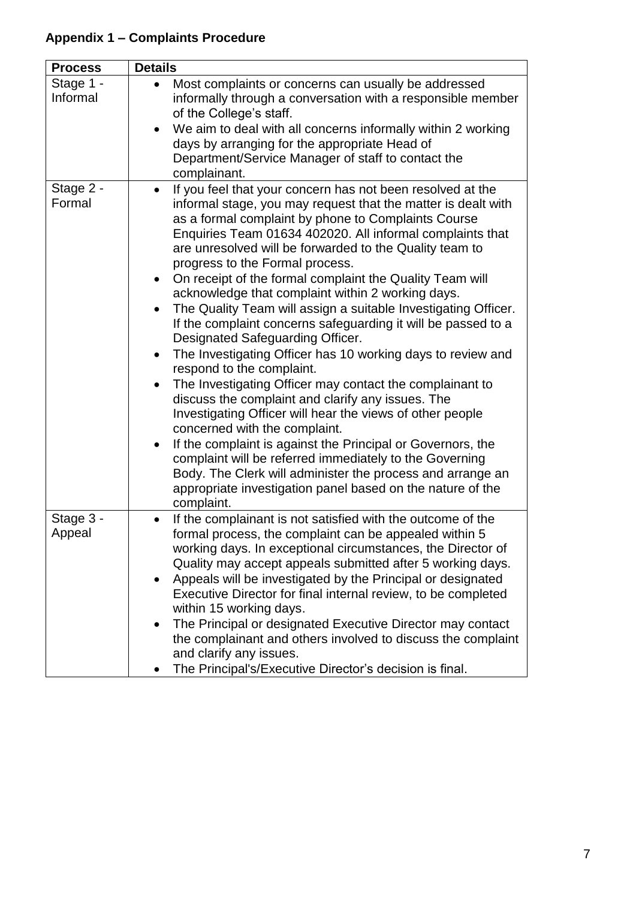## Appendix 1 – Complaints Procedure

| Process | Details |
|---|---|
| Stage 1 - Informal | • Most complaints or concerns can usually be addressed informally through a conversation with a responsible member of the College's staff.<br>• We aim to deal with all concerns informally within 2 working days by arranging for the appropriate Head of Department/Service Manager of staff to contact the complainant. |
| Stage 2 - Formal | • If you feel that your concern has not been resolved at the informal stage, you may request that the matter is dealt with as a formal complaint by phone to Complaints Course Enquiries Team 01634 402020. All informal complaints that are unresolved will be forwarded to the Quality team to progress to the Formal process.<br>• On receipt of the formal complaint the Quality Team will acknowledge that complaint within 2 working days.<br>• The Quality Team will assign a suitable Investigating Officer. If the complaint concerns safeguarding it will be passed to a Designated Safeguarding Officer.<br>• The Investigating Officer has 10 working days to review and respond to the complaint.<br>• The Investigating Officer may contact the complainant to discuss the complaint and clarify any issues. The Investigating Officer will hear the views of other people concerned with the complaint.<br>• If the complaint is against the Principal or Governors, the complaint will be referred immediately to the Governing Body. The Clerk will administer the process and arrange an appropriate investigation panel based on the nature of the complaint. |
| Stage 3 - Appeal | • If the complainant is not satisfied with the outcome of the formal process, the complaint can be appealed within 5 working days. In exceptional circumstances, the Director of Quality may accept appeals submitted after 5 working days.<br>• Appeals will be investigated by the Principal or designated Executive Director for final internal review, to be completed within 15 working days.<br>• The Principal or designated Executive Director may contact the complainant and others involved to discuss the complaint and clarify any issues.<br>• The Principal's/Executive Director's decision is final. |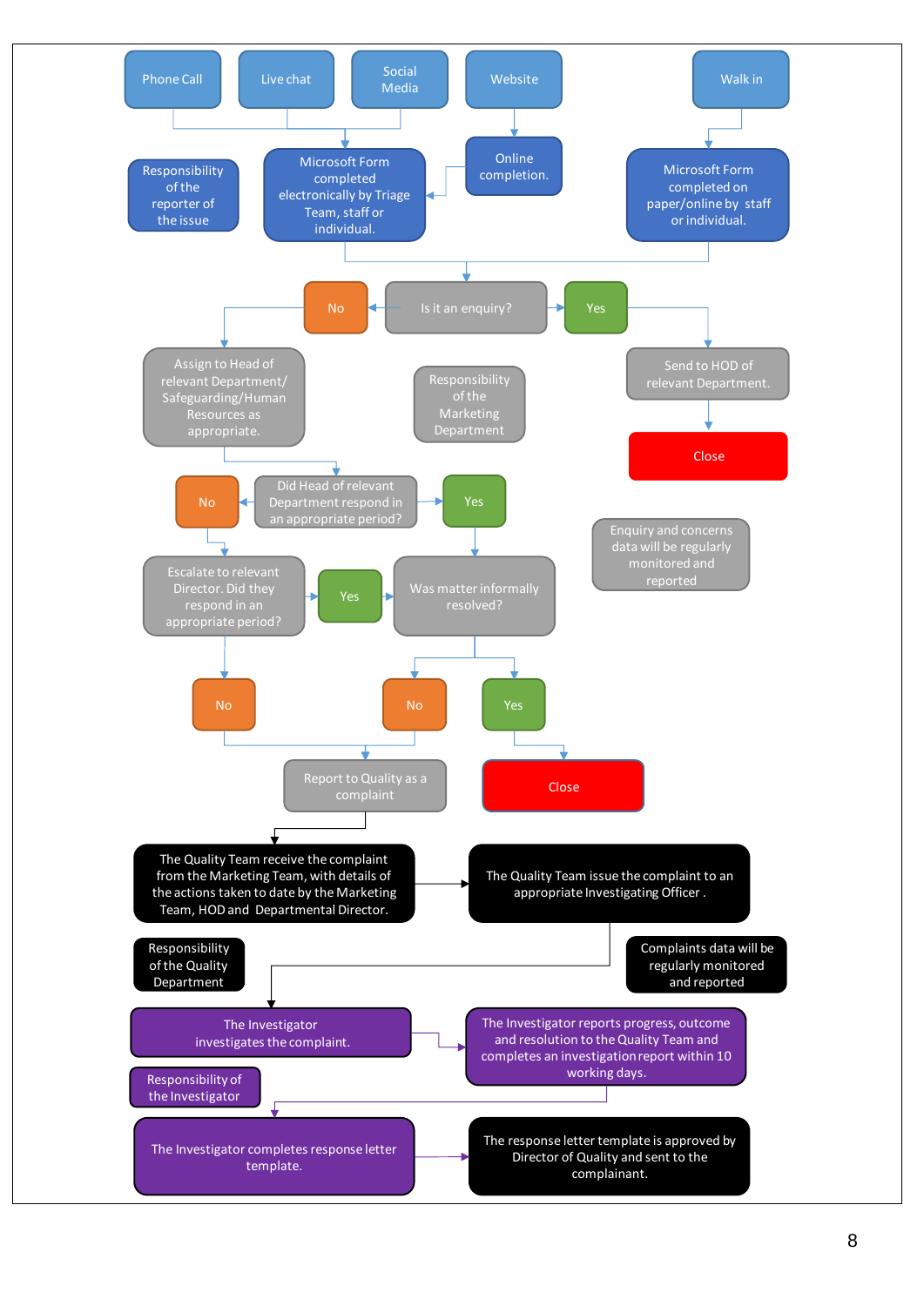Phone Call

Live chat

Social Media

Website

Walk in

Responsibility of the reporter of the issue

Microsoft Form completed electronically by Triage Team, staff or individual.

Online completion.

Microsoft Form completed on paper/online by staff or individual.

No

Is it an enquiry?

Yes

Assign to Head of relevant Department/ Safeguarding/Human Resources as appropriate.

Responsibility of the Marketing Department

Send to HOD of relevant Department.

Close

No

Did Head of relevant Department respond in an appropriate period?

Yes

Enquiry and concerns data will be regularly monitored and reported

Escalate to relevant Director. Did they respond in an appropriate period?

Yes

Was matter informally resolved?

No

No

Yes

Report to Quality as a complaint

Close

The Quality Team receive the complaint from the Marketing Team, with details of the actions taken to date by the Marketing Team, HOD and Departmental Director.

The Quality Team issue the complaint to an appropriate Investigating Officer .

Responsibility of the Quality Department

Complaints data will be regularly monitored and reported

The Investigator investigates the complaint.

The Investigator reports progress, outcome and resolution to the Quality Team and completes an investigation report within 10 working days.

Responsibility of the Investigator

The Investigator completes response letter template.

The response letter template is approved by Director of Quality and sent to the complainant.